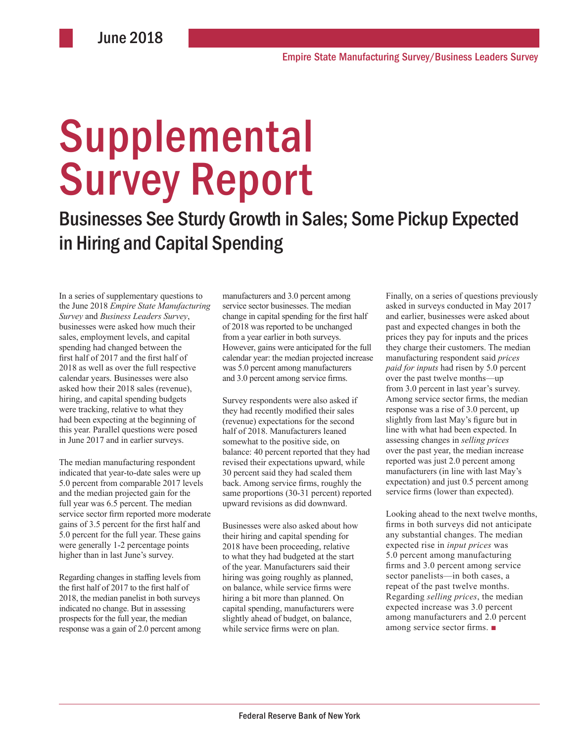June 2018

Empire State Manufacturing Survey/Business Leaders Survey

# Supplemental Survey Report

## Businesses See Sturdy Growth in Sales; Some Pickup Expected in Hiring and Capital Spending

In a series of supplementary questions to the June 2018 *Empire State Manufacturing Survey* and *Business Leaders Survey*, businesses were asked how much their sales, employment levels, and capital spending had changed between the first half of 2017 and the first half of 2018 as well as over the full respective calendar years. Businesses were also asked how their 2018 sales (revenue), hiring, and capital spending budgets were tracking, relative to what they had been expecting at the beginning of this year. Parallel questions were posed in June 2017 and in earlier surveys.

The median manufacturing respondent indicated that year-to-date sales were up 5.0 percent from comparable 2017 levels and the median projected gain for the full year was 6.5 percent. The median service sector firm reported more moderate gains of 3.5 percent for the first half and 5.0 percent for the full year. These gains were generally 1-2 percentage points higher than in last June's survey.

Regarding changes in staffing levels from the first half of 2017 to the first half of 2018, the median panelist in both surveys indicated no change. But in assessing prospects for the full year, the median response was a gain of 2.0 percent among manufacturers and 3.0 percent among service sector businesses. The median change in capital spending for the first half of 2018 was reported to be unchanged from a year earlier in both surveys. However, gains were anticipated for the full calendar year: the median projected increase was 5.0 percent among manufacturers and 3.0 percent among service firms.

Survey respondents were also asked if they had recently modified their sales (revenue) expectations for the second half of 2018. Manufacturers leaned somewhat to the positive side, on balance: 40 percent reported that they had revised their expectations upward, while 30 percent said they had scaled them back. Among service firms, roughly the same proportions (30-31 percent) reported upward revisions as did downward.

Businesses were also asked about how their hiring and capital spending for 2018 have been proceeding, relative to what they had budgeted at the start of the year. Manufacturers said their hiring was going roughly as planned, on balance, while service firms were hiring a bit more than planned. On capital spending, manufacturers were slightly ahead of budget, on balance, while service firms were on plan.

Finally, on a series of questions previously asked in surveys conducted in May 2017 and earlier, businesses were asked about past and expected changes in both the prices they pay for inputs and the prices they charge their customers. The median manufacturing respondent said *prices paid for inputs* had risen by 5.0 percent over the past twelve months—up from 3.0 percent in last year's survey. Among service sector firms, the median response was a rise of 3.0 percent, up slightly from last May's figure but in line with what had been expected. In assessing changes in *selling prices* over the past year, the median increase reported was just 2.0 percent among manufacturers (in line with last May's expectation) and just 0.5 percent among service firms (lower than expected).

Looking ahead to the next twelve months, firms in both surveys did not anticipate any substantial changes. The median expected rise in *input prices* was 5.0 percent among manufacturing firms and 3.0 percent among service sector panelists—in both cases, a repeat of the past twelve months. Regarding *selling prices*, the median expected increase was 3.0 percent among manufacturers and 2.0 percent among service sector firms. ■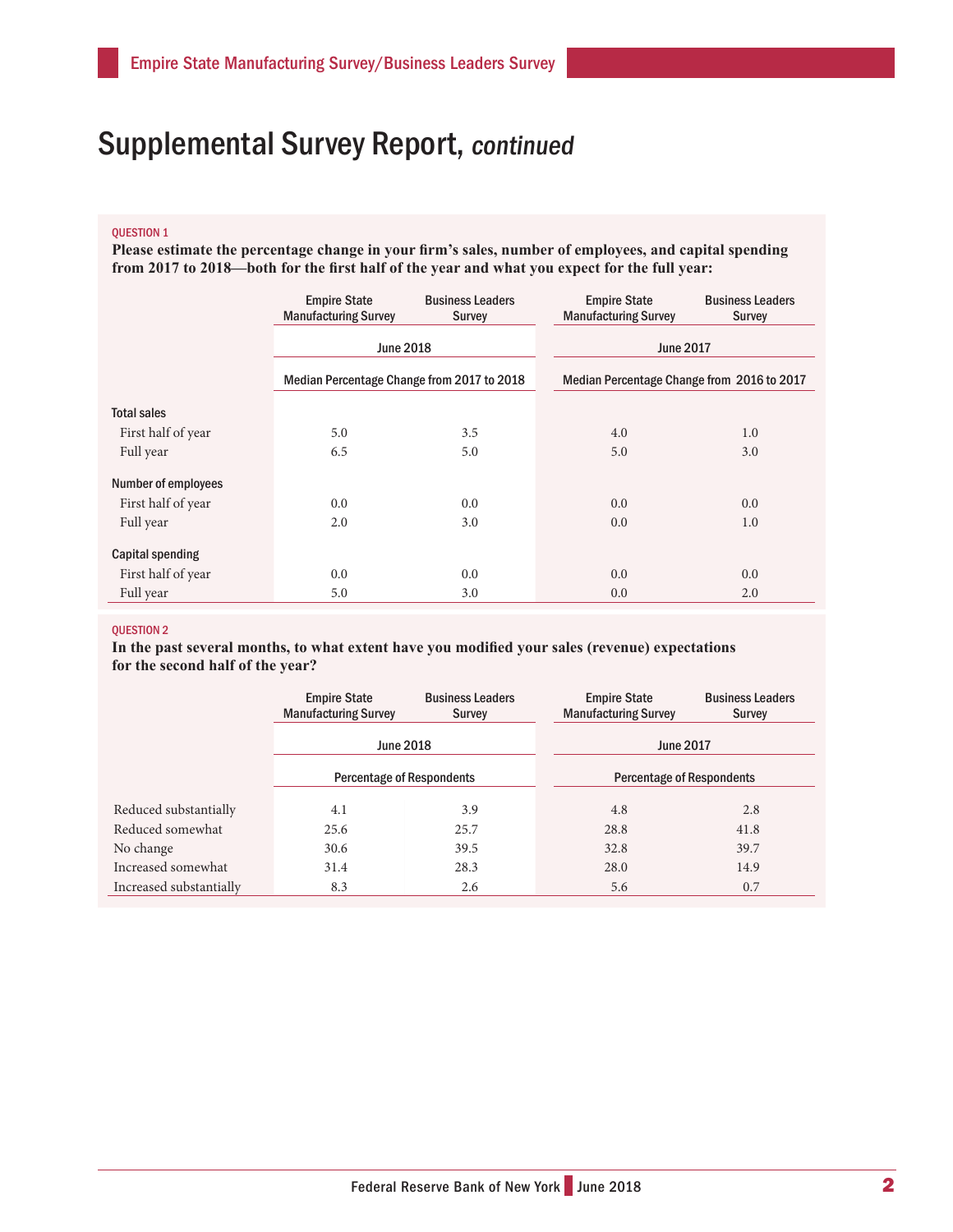# Supplemental Survey Report, *continued*

QUESTION 1

**Please estimate the percentage change in your firm's sales, number of employees, and capital spending from 2017 to 2018—both for the first half of the year and what you expect for the full year:**

| | Empire State Manufacturing Survey | Business Leaders Survey | Empire State Manufacturing Survey | Business Leaders Survey |
|---|---|---|---|---|
| | June 2018 | | June 2017 | |
| | Median Percentage Change from 2017 to 2018 | | Median Percentage Change from 2016 to 2017 | |
| **Total sales** | | | | |
| First half of year | 5.0 | 3.5 | 4.0 | 1.0 |
| Full year | 6.5 | 5.0 | 5.0 | 3.0 |
| **Number of employees** | | | | |
| First half of year | 0.0 | 0.0 | 0.0 | 0.0 |
| Full year | 2.0 | 3.0 | 0.0 | 1.0 |
| **Capital spending** | | | | |
| First half of year | 0.0 | 0.0 | 0.0 | 0.0 |
| Full year | 5.0 | 3.0 | 0.0 | 2.0 |

QUESTION 2

**In the past several months, to what extent have you modified your sales (revenue) expectations for the second half of the year?**

| | Empire State Manufacturing Survey | Business Leaders Survey | Empire State Manufacturing Survey | Business Leaders Survey |
|---|---|---|---|---|
| | June 2018 | | June 2017 | |
| | Percentage of Respondents | | Percentage of Respondents | |
| Reduced substantially | 4.1 | 3.9 | 4.8 | 2.8 |
| Reduced somewhat | 25.6 | 25.7 | 28.8 | 41.8 |
| No change | 30.6 | 39.5 | 32.8 | 39.7 |
| Increased somewhat | 31.4 | 28.3 | 28.0 | 14.9 |
| Increased substantially | 8.3 | 2.6 | 5.6 | 0.7 |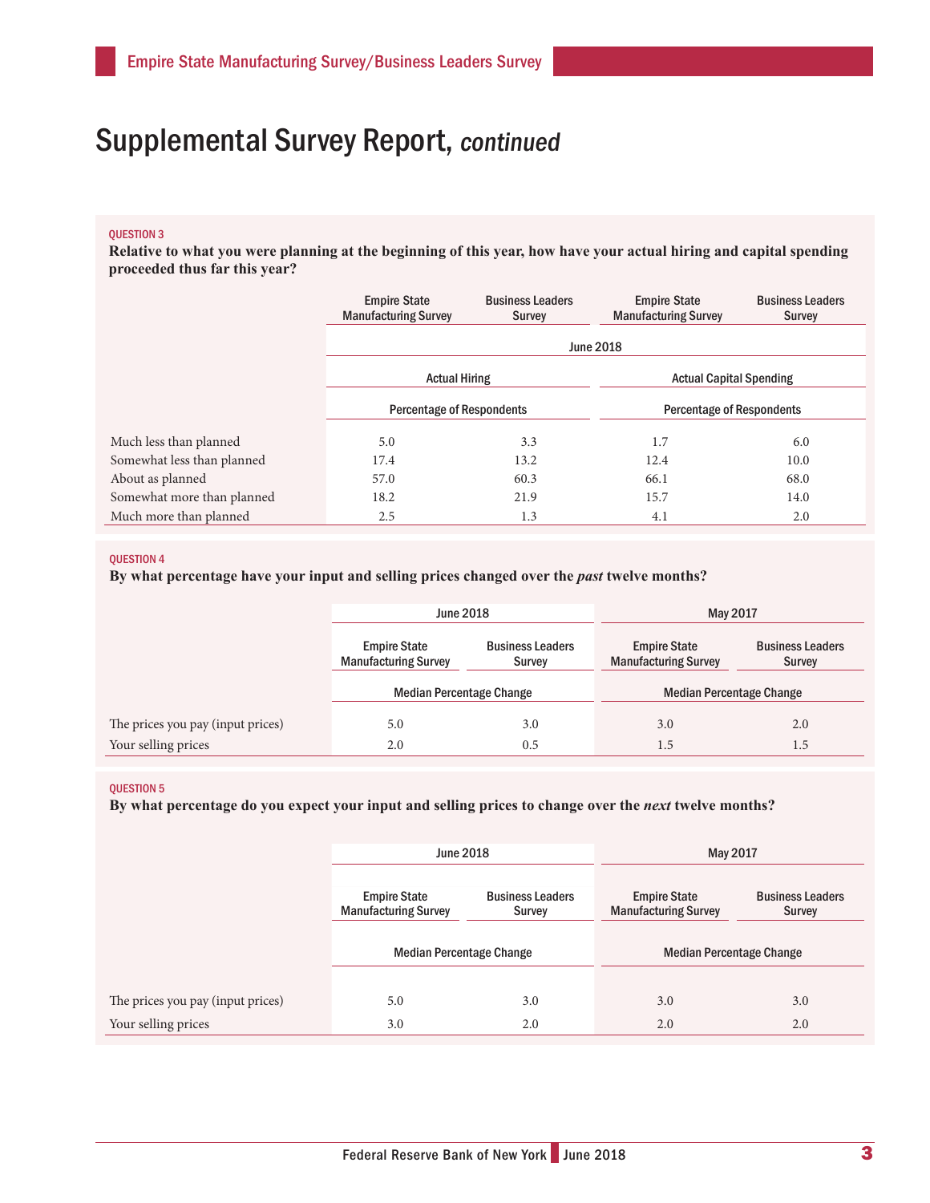# Supplemental Survey Report, *continued*

**QUESTION 3**

**Relative to what you were planning at the beginning of this year, how have your actual hiring and capital spending proceeded thus far this year?**

| | Empire State Manufacturing Survey | Business Leaders Survey | Empire State Manufacturing Survey | Business Leaders Survey |
|---|---|---|---|---|
| | June 2018 | | | |
| | Actual Hiring | | Actual Capital Spending | |
| | Percentage of Respondents | | Percentage of Respondents | |
| Much less than planned | 5.0 | 3.3 | 1.7 | 6.0 |
| Somewhat less than planned | 17.4 | 13.2 | 12.4 | 10.0 |
| About as planned | 57.0 | 60.3 | 66.1 | 68.0 |
| Somewhat more than planned | 18.2 | 21.9 | 15.7 | 14.0 |
| Much more than planned | 2.5 | 1.3 | 4.1 | 2.0 |

**QUESTION 4**

**By what percentage have your input and selling prices changed over the *past* twelve months?**

| | June 2018 | | May 2017 | |
|---|---|---|---|---|
| | Empire State Manufacturing Survey | Business Leaders Survey | Empire State Manufacturing Survey | Business Leaders Survey |
| | Median Percentage Change | | Median Percentage Change | |
| The prices you pay (input prices) | 5.0 | 3.0 | 3.0 | 2.0 |
| Your selling prices | 2.0 | 0.5 | 1.5 | 1.5 |

**QUESTION 5**

**By what percentage do you expect your input and selling prices to change over the *next* twelve months?**

| | June 2018 | | May 2017 | |
|---|---|---|---|---|
| | Empire State Manufacturing Survey | Business Leaders Survey | Empire State Manufacturing Survey | Business Leaders Survey |
| | Median Percentage Change | | Median Percentage Change | |
| The prices you pay (input prices) | 5.0 | 3.0 | 3.0 | 3.0 |
| Your selling prices | 3.0 | 2.0 | 2.0 | 2.0 |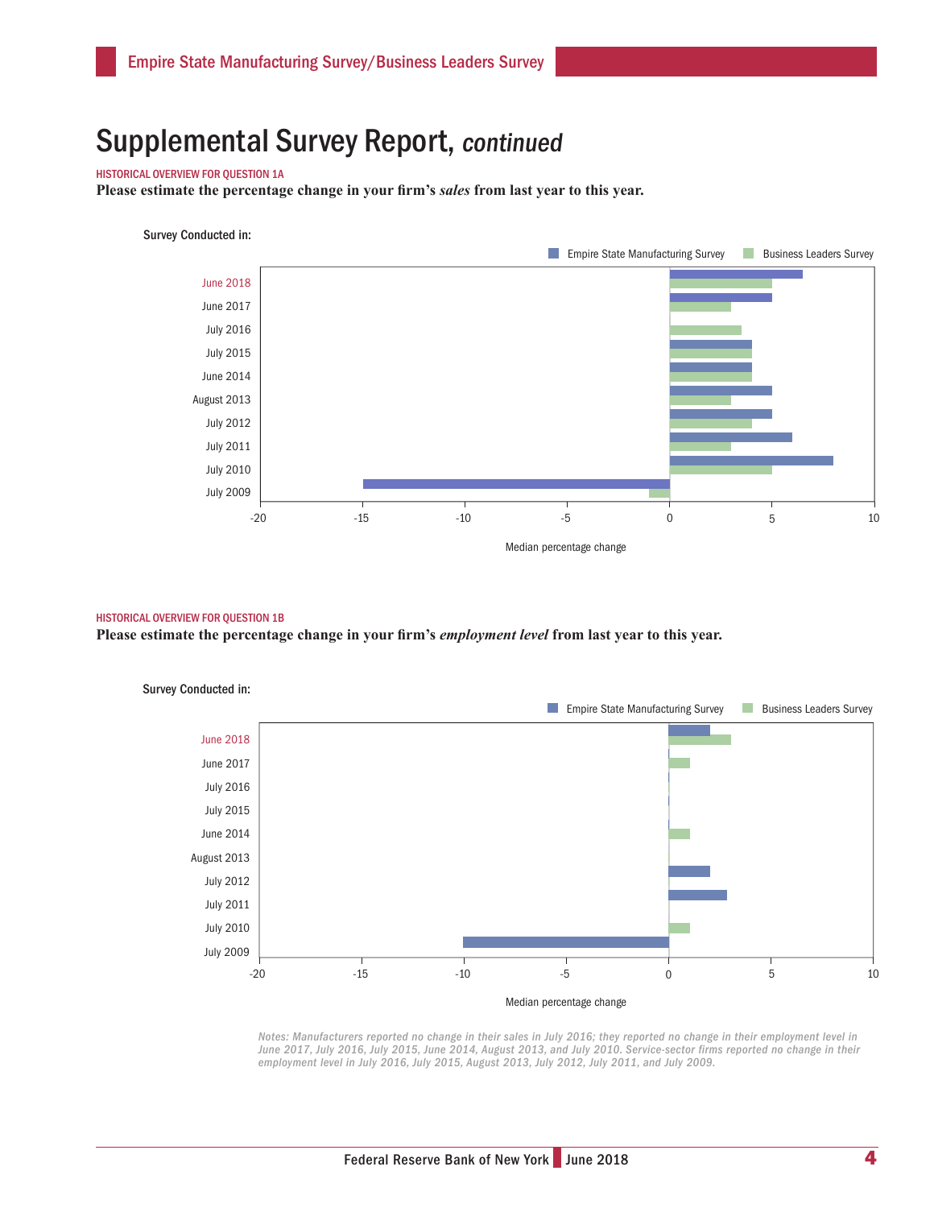# Supplemental Survey Report, *continued*

HISTORICAL OVERVIEW FOR QUESTION 1A

**Please estimate the percentage change in your firm's *sales* from last year to this year.**

Survey Conducted in:

Empire State Manufacturing Survey | Business Leaders Survey

June 2018
June 2017
July 2016
July 2015
June 2014
August 2013
July 2012
July 2011
July 2010
July 2009

-20 -15 -10 -5 0 5 10

Median percentage change

HISTORICAL OVERVIEW FOR QUESTION 1B

**Please estimate the percentage change in your firm's *employment level* from last year to this year.**

Survey Conducted in:

Empire State Manufacturing Survey | Business Leaders Survey

June 2018
June 2017
July 2016
July 2015
June 2014
August 2013
July 2012
July 2011
July 2010
July 2009

-20 -15 -10 -5 0 5 10

Median percentage change

*Notes: Manufacturers reported no change in their sales in July 2016; they reported no change in their employment level in June 2017, July 2016, July 2015, June 2014, August 2013, and July 2010. Service-sector firms reported no change in their employment level in July 2016, July 2015, August 2013, July 2012, July 2011, and July 2009.*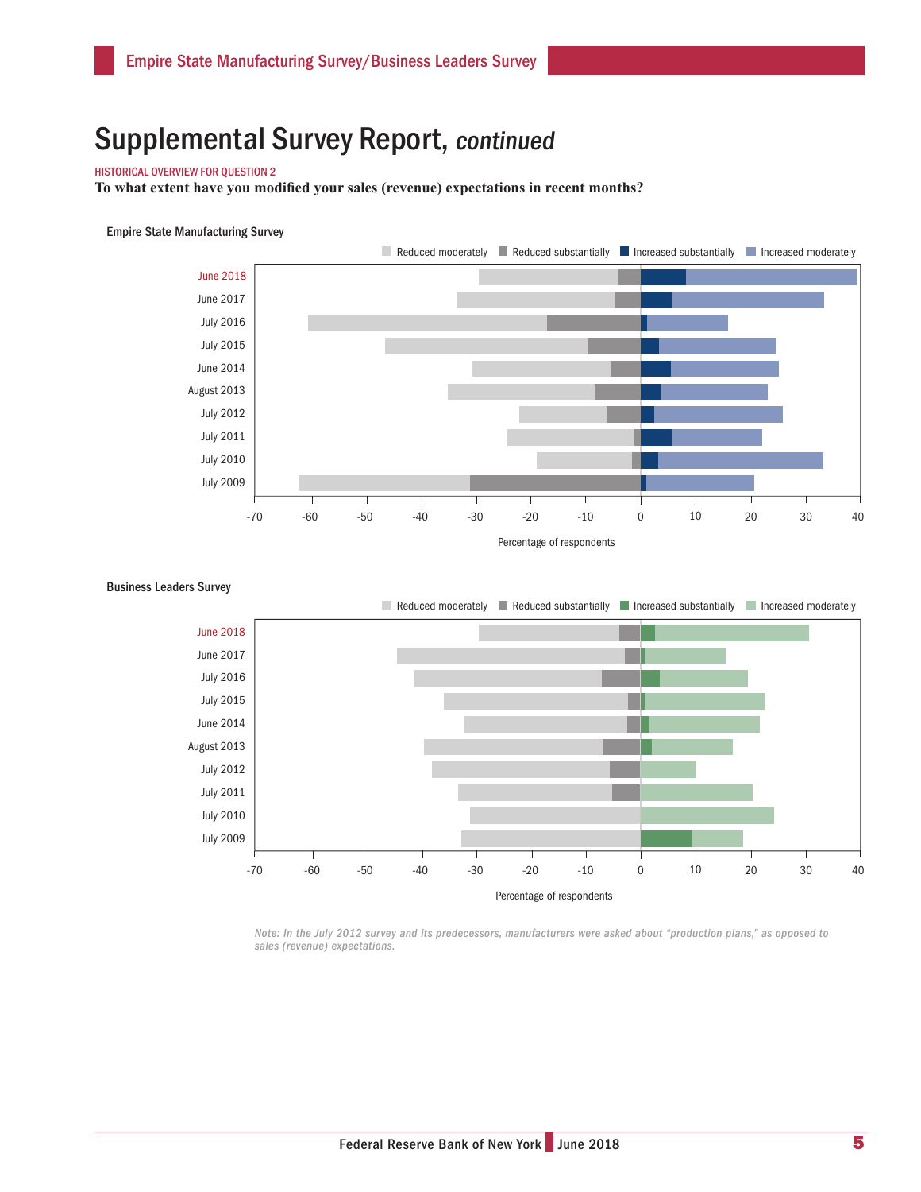# Supplemental Survey Report, *continued*

HISTORICAL OVERVIEW FOR QUESTION 2

**To what extent have you modified your sales (revenue) expectations in recent months?**

Empire State Manufacturing Survey

Reduced moderately
Reduced substantially
Increased substantially
Increased moderately

June 2018
June 2017
July 2016
July 2015
June 2014
August 2013
July 2012
July 2011
July 2010
July 2009

-70 -60 -50 -40 -30 -20 -10 0 10 20 30 40

Percentage of respondents

Business Leaders Survey

Reduced moderately
Reduced substantially
Increased substantially
Increased moderately

June 2018
June 2017
July 2016
July 2015
June 2014
August 2013
July 2012
July 2011
July 2010
July 2009

-70 -60 -50 -40 -30 -20 -10 0 10 20 30 40

Percentage of respondents

*Note: In the July 2012 survey and its predecessors, manufacturers were asked about "production plans," as opposed to sales (revenue) expectations.*